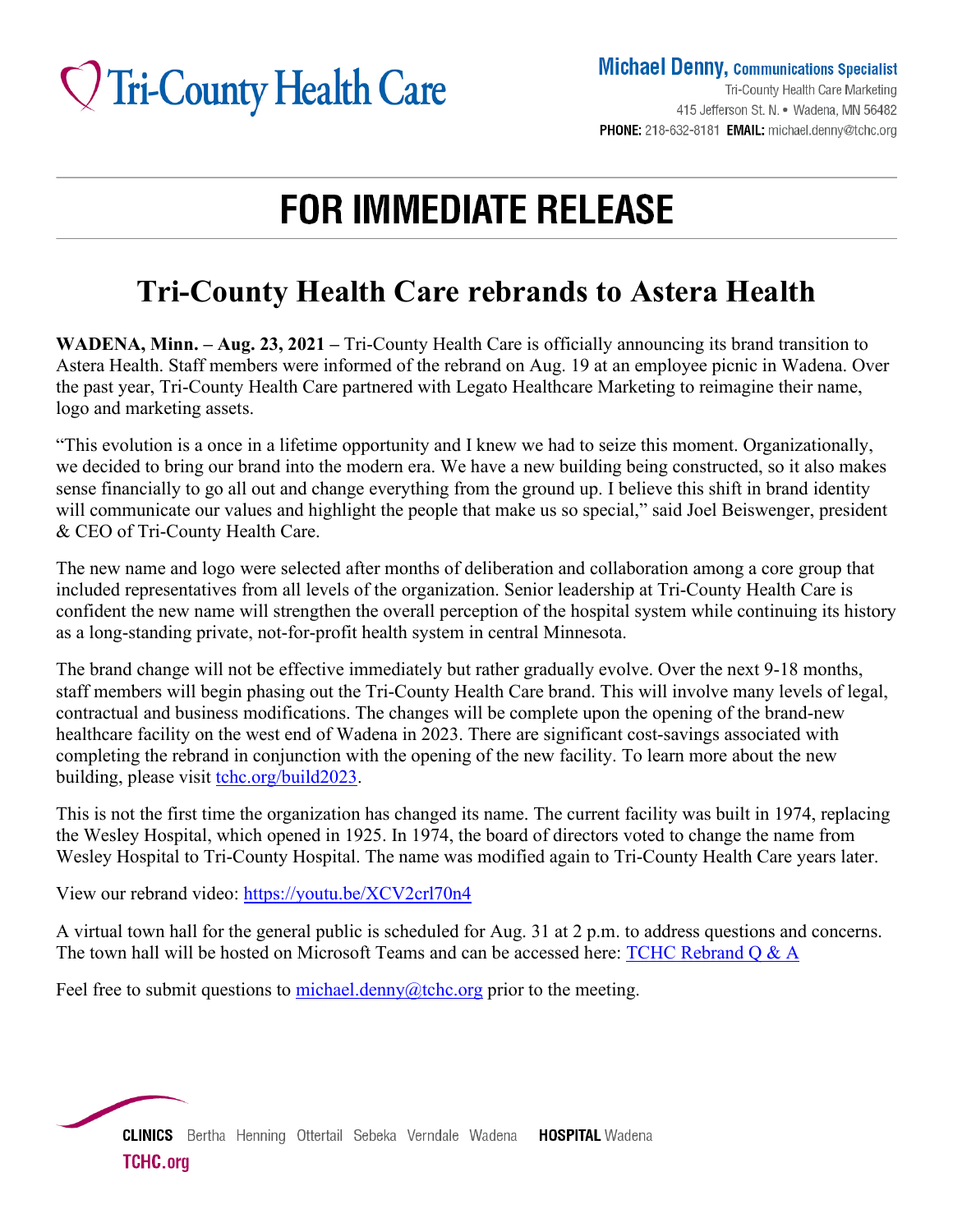Tri-County Health Care

**Michael Denny, Communications Specialist**
Tri-County Health Care Marketing
415 Jefferson St. N. • Wadena, MN 56482
**PHONE:** 218-632-8181 **EMAIL:** michael.denny@tchc.org

# FOR IMMEDIATE RELEASE

## Tri-County Health Care rebrands to Astera Health

**WADENA, Minn. – Aug. 23, 2021 –** Tri-County Health Care is officially announcing its brand transition to Astera Health. Staff members were informed of the rebrand on Aug. 19 at an employee picnic in Wadena. Over the past year, Tri-County Health Care partnered with Legato Healthcare Marketing to reimagine their name, logo and marketing assets.

"This evolution is a once in a lifetime opportunity and I knew we had to seize this moment. Organizationally, we decided to bring our brand into the modern era. We have a new building being constructed, so it also makes sense financially to go all out and change everything from the ground up. I believe this shift in brand identity will communicate our values and highlight the people that make us so special," said Joel Beiswenger, president & CEO of Tri-County Health Care.

The new name and logo were selected after months of deliberation and collaboration among a core group that included representatives from all levels of the organization. Senior leadership at Tri-County Health Care is confident the new name will strengthen the overall perception of the hospital system while continuing its history as a long-standing private, not-for-profit health system in central Minnesota.

The brand change will not be effective immediately but rather gradually evolve. Over the next 9-18 months, staff members will begin phasing out the Tri-County Health Care brand. This will involve many levels of legal, contractual and business modifications. The changes will be complete upon the opening of the brand-new healthcare facility on the west end of Wadena in 2023. There are significant cost-savings associated with completing the rebrand in conjunction with the opening of the new facility. To learn more about the new building, please visit tchc.org/build2023.

This is not the first time the organization has changed its name. The current facility was built in 1974, replacing the Wesley Hospital, which opened in 1925. In 1974, the board of directors voted to change the name from Wesley Hospital to Tri-County Hospital. The name was modified again to Tri-County Health Care years later.

View our rebrand video: https://youtu.be/XCV2crl70n4

A virtual town hall for the general public is scheduled for Aug. 31 at 2 p.m. to address questions and concerns. The town hall will be hosted on Microsoft Teams and can be accessed here: TCHC Rebrand Q & A

Feel free to submit questions to michael.denny@tchc.org prior to the meeting.

**CLINICS** Bertha Henning Ottertail Sebeka Verndale Wadena **HOSPITAL** Wadena
TCHC.org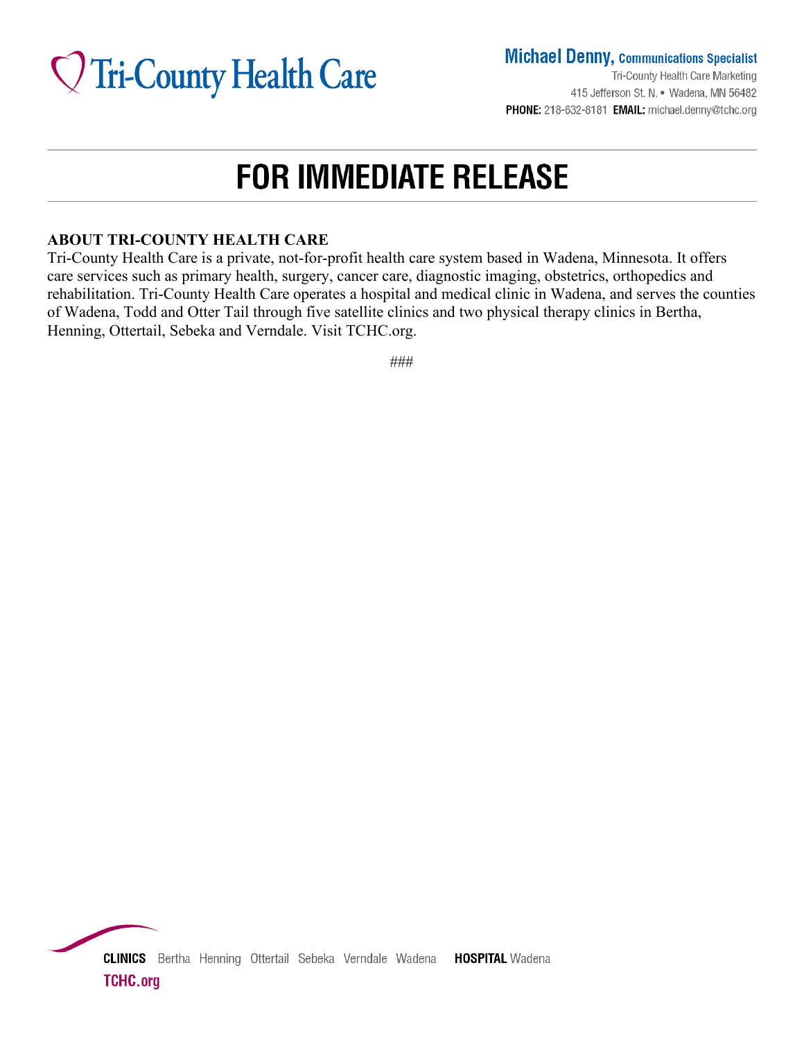## ABOUT TRI-COUNTY HEALTH CARE

Tri-County Health Care is a private, not-for-profit health care system based in Wadena, Minnesota. It offers care services such as primary health, surgery, cancer care, diagnostic imaging, obstetrics, orthopedics and rehabilitation. Tri-County Health Care operates a hospital and medical clinic in Wadena, and serves the counties of Wadena, Todd and Otter Tail through five satellite clinics and two physical therapy clinics in Bertha, Henning, Ottertail, Sebeka and Verndale. Visit TCHC.org.

###